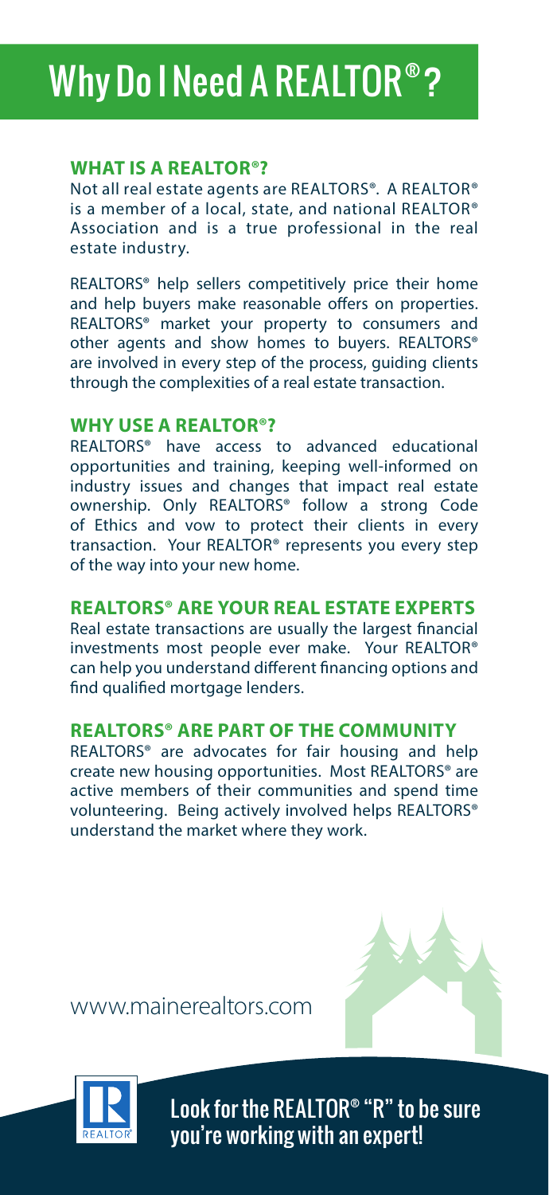# Why Do I Need A REALTOR®?

## WHAT IS A REALTOR®?

Not all real estate agents are REALTORS®. A REALTOR® is a member of a local, state, and national REALTOR® Association and is a true professional in the real estate industry.

REALTORS® help sellers competitively price their home and help buyers make reasonable offers on properties. REALTORS® market your property to consumers and other agents and show homes to buyers. REALTORS® are involved in every step of the process, guiding clients through the complexities of a real estate transaction.

## WHY USE A REALTOR®?

REALTORS® have access to advanced educational opportunities and training, keeping well-informed on industry issues and changes that impact real estate ownership. Only REALTORS® follow a strong Code of Ethics and vow to protect their clients in every transaction. Your REALTOR® represents you every step of the way into your new home.

## REALTORS® ARE YOUR REAL ESTATE EXPERTS

Real estate transactions are usually the largest financial investments most people ever make. Your REALTOR® can help you understand different financing options and find qualified mortgage lenders.

## REALTORS® ARE PART OF THE COMMUNITY

REALTORS® are advocates for fair housing and help create new housing opportunities. Most REALTORS® are active members of their communities and spend time volunteering. Being actively involved helps REALTORS® understand the market where they work.

www.mainerealtors.com

Look for the REALTOR® "R" to be sure you're working with an expert!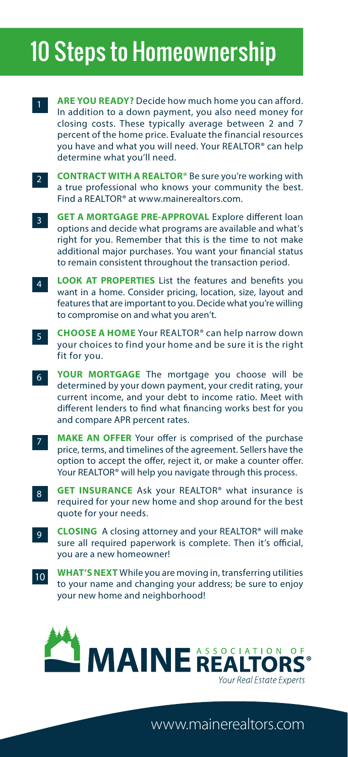# 10 Steps to Homeownership

1. **ARE YOU READY?** Decide how much home you can afford. In addition to a down payment, you also need money for closing costs. These typically average between 2 and 7 percent of the home price. Evaluate the financial resources you have and what you will need. Your REALTOR® can help determine what you'll need.

2. **CONTRACT WITH A REALTOR®** Be sure you're working with a true professional who knows your community the best. Find a REALTOR® at www.mainerealtors.com.

3. **GET A MORTGAGE PRE-APPROVAL** Explore different loan options and decide what programs are available and what's right for you. Remember that this is the time to not make additional major purchases. You want your financial status to remain consistent throughout the transaction period.

4. **LOOK AT PROPERTIES** List the features and benefits you want in a home. Consider pricing, location, size, layout and features that are important to you. Decide what you're willing to compromise on and what you aren't.

5. **CHOOSE A HOME** Your REALTOR® can help narrow down your choices to find your home and be sure it is the right fit for you.

6. **YOUR MORTGAGE** The mortgage you choose will be determined by your down payment, your credit rating, your current income, and your debt to income ratio. Meet with different lenders to find what financing works best for you and compare APR percent rates.

7. **MAKE AN OFFER** Your offer is comprised of the purchase price, terms, and timelines of the agreement. Sellers have the option to accept the offer, reject it, or make a counter offer. Your REALTOR® will help you navigate through this process.

8. **GET INSURANCE** Ask your REALTOR® what insurance is required for your new home and shop around for the best quote for your needs.

9. **CLOSING** A closing attorney and your REALTOR® will make sure all required paperwork is complete. Then it's official, you are a new homeowner!

10. **WHAT'S NEXT** While you are moving in, transferring utilities to your name and changing your address; be sure to enjoy your new home and neighborhood!

**MAINE ASSOCIATION OF REALTORS®**
*Your Real Estate Experts*

www.mainerealtors.com